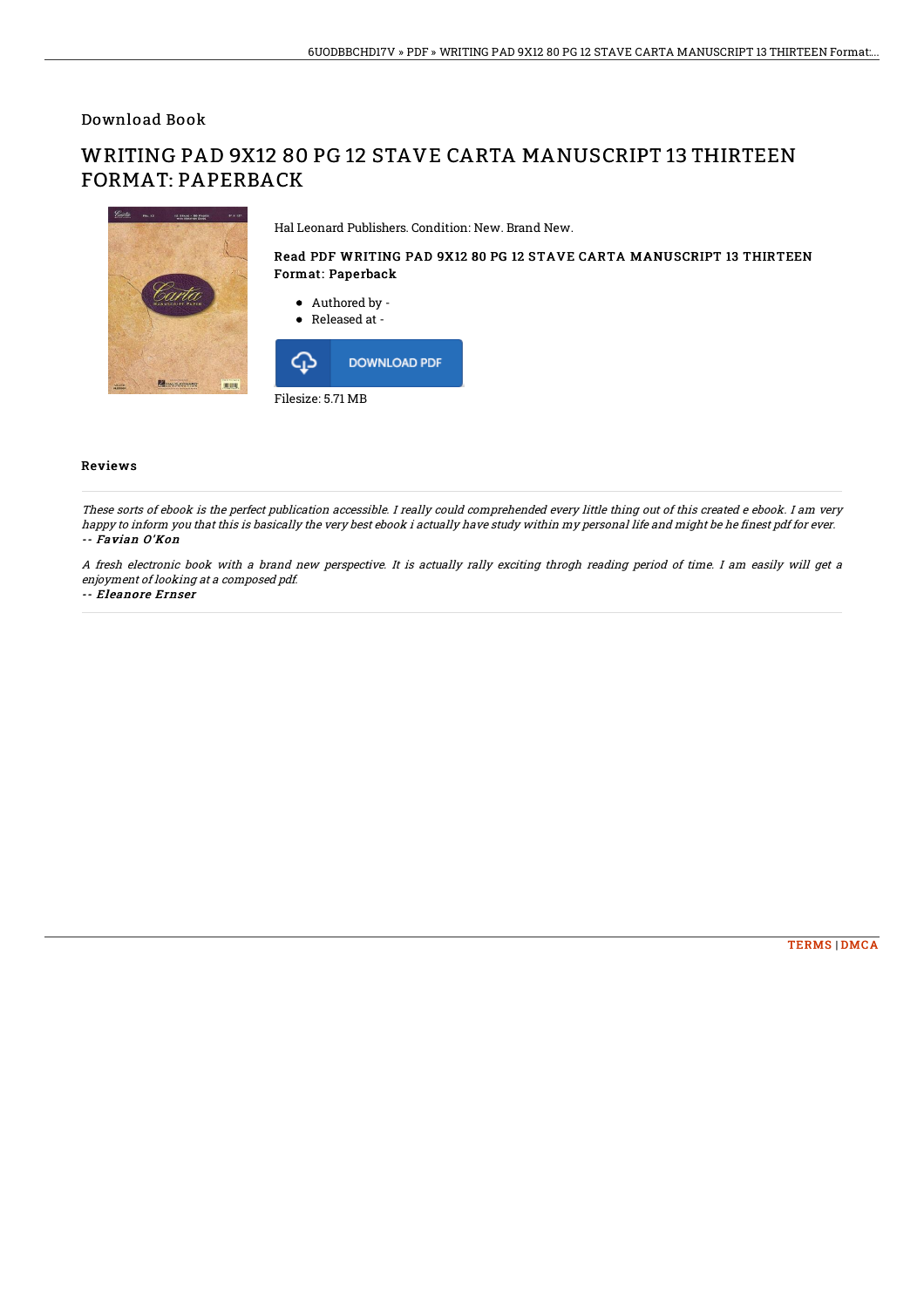Download Book

# WRITING PAD 9X12 80 PG 12 STAVE CARTA MANUSCRIPT 13 THIRTEEN FORMAT: PAPERBACK

Hal Leonard Publishers. Condition: New. Brand New.

### Read PDF WRITING PAD 9X12 80 PG 12 STAVE CARTA MANUSCRIPT 13 THIRTEEN Format: Paperback

- Authored by -
- Released at -

DOWNLOAD PDF

Filesize: 5.71 MB

## Reviews

*These sorts of ebook is the perfect publication accessible. I really could comprehended every little thing out of this created e ebook. I am very happy to inform you that this is basically the very best ebook i actually have study within my personal life and might be he finest pdf for ever.*
*-- **Favian O'Kon***

*A fresh electronic book with a brand new perspective. It is actually rally exciting throgh reading period of time. I am easily will get a enjoyment of looking at a composed pdf.*
*-- **Eleanore Ernser***

TERMS | DMCA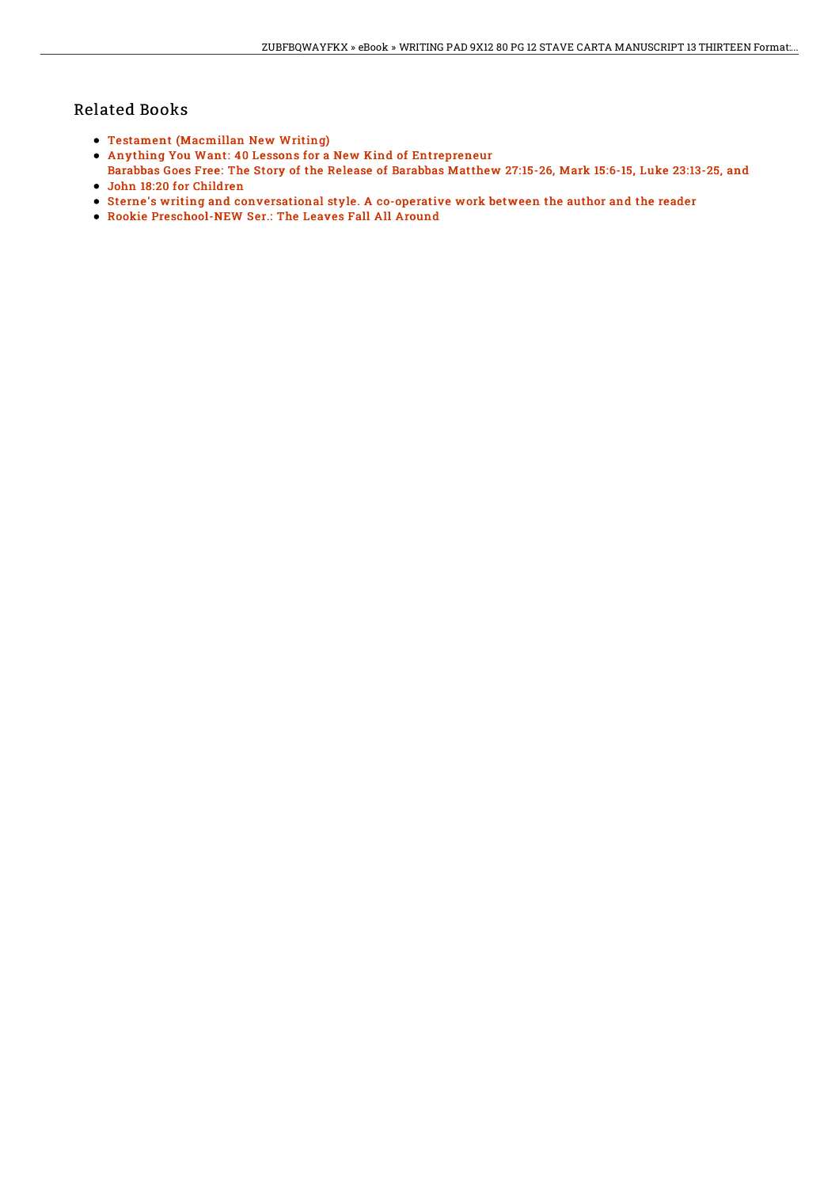## Related Books

- Testament (Macmillan New Writing)
- Anything You Want: 40 Lessons for a New Kind of Entrepreneur
- Barabbas Goes Free: The Story of the Release of Barabbas Matthew 27:15-26, Mark 15:6-15, Luke 23:13-25, and John 18:20 for Children
- Sterne's writing and conversational style. A co-operative work between the author and the reader
- Rookie Preschool-NEW Ser.: The Leaves Fall All Around